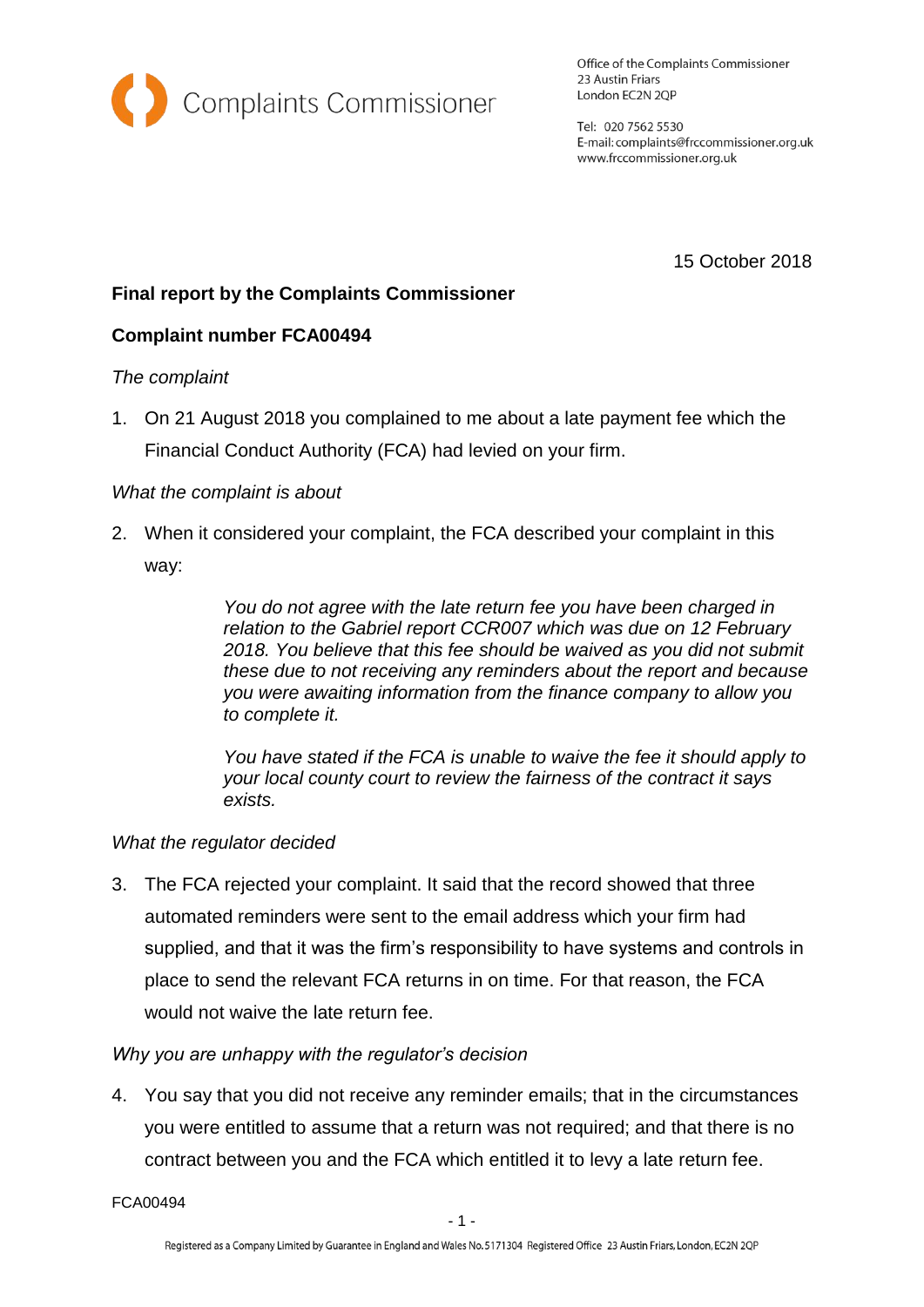Complaints Commissioner

Office of the Complaints Commissioner
23 Austin Friars
London EC2N 2QP

Tel: 020 7562 5530
E-mail: complaints@frccommissioner.org.uk
www.frccommissioner.org.uk

15 October 2018

**Final report by the Complaints Commissioner**

**Complaint number FCA00494**

*The complaint*

1. On 21 August 2018 you complained to me about a late payment fee which the Financial Conduct Authority (FCA) had levied on your firm.

*What the complaint is about*

2. When it considered your complaint, the FCA described your complaint in this way:

> *You do not agree with the late return fee you have been charged in relation to the Gabriel report CCR007 which was due on 12 February 2018. You believe that this fee should be waived as you did not submit these due to not receiving any reminders about the report and because you were awaiting information from the finance company to allow you to complete it.*
>
> *You have stated if the FCA is unable to waive the fee it should apply to your local county court to review the fairness of the contract it says exists.*

*What the regulator decided*

3. The FCA rejected your complaint. It said that the record showed that three automated reminders were sent to the email address which your firm had supplied, and that it was the firm's responsibility to have systems and controls in place to send the relevant FCA returns in on time. For that reason, the FCA would not waive the late return fee.

*Why you are unhappy with the regulator's decision*

4. You say that you did not receive any reminder emails; that in the circumstances you were entitled to assume that a return was not required; and that there is no contract between you and the FCA which entitled it to levy a late return fee.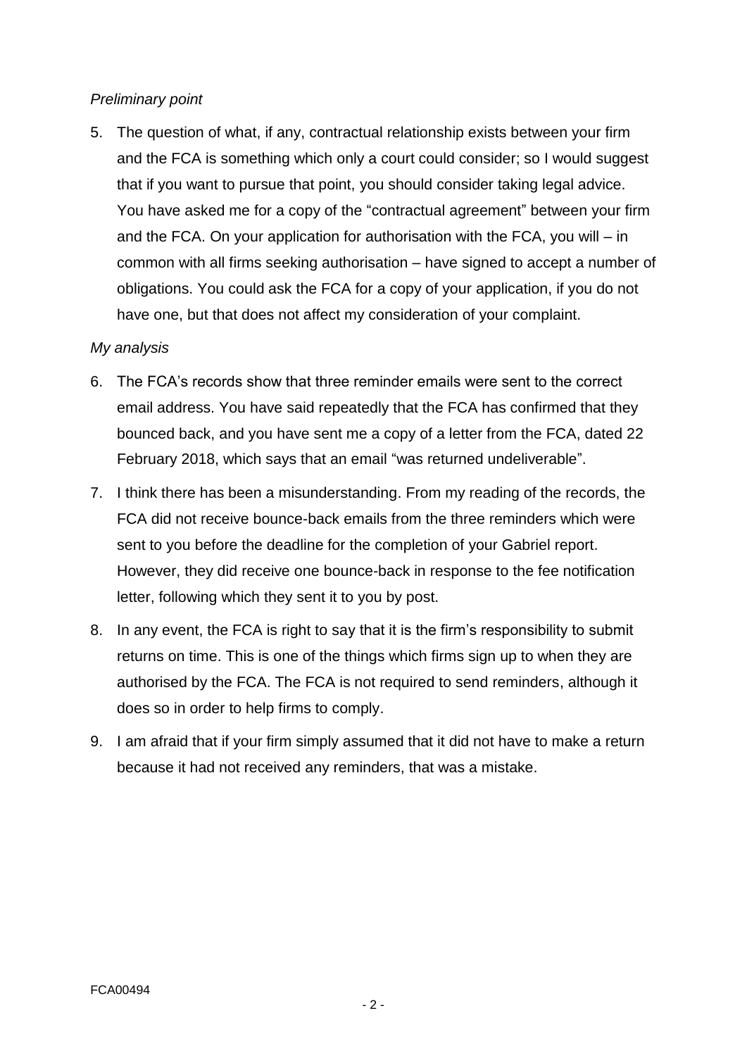*Preliminary point*

5. The question of what, if any, contractual relationship exists between your firm and the FCA is something which only a court could consider; so I would suggest that if you want to pursue that point, you should consider taking legal advice. You have asked me for a copy of the "contractual agreement" between your firm and the FCA. On your application for authorisation with the FCA, you will – in common with all firms seeking authorisation – have signed to accept a number of obligations. You could ask the FCA for a copy of your application, if you do not have one, but that does not affect my consideration of your complaint.

*My analysis*

6. The FCA's records show that three reminder emails were sent to the correct email address. You have said repeatedly that the FCA has confirmed that they bounced back, and you have sent me a copy of a letter from the FCA, dated 22 February 2018, which says that an email "was returned undeliverable".

7. I think there has been a misunderstanding. From my reading of the records, the FCA did not receive bounce-back emails from the three reminders which were sent to you before the deadline for the completion of your Gabriel report. However, they did receive one bounce-back in response to the fee notification letter, following which they sent it to you by post.

8. In any event, the FCA is right to say that it is the firm's responsibility to submit returns on time. This is one of the things which firms sign up to when they are authorised by the FCA. The FCA is not required to send reminders, although it does so in order to help firms to comply.

9. I am afraid that if your firm simply assumed that it did not have to make a return because it had not received any reminders, that was a mistake.

FCA00494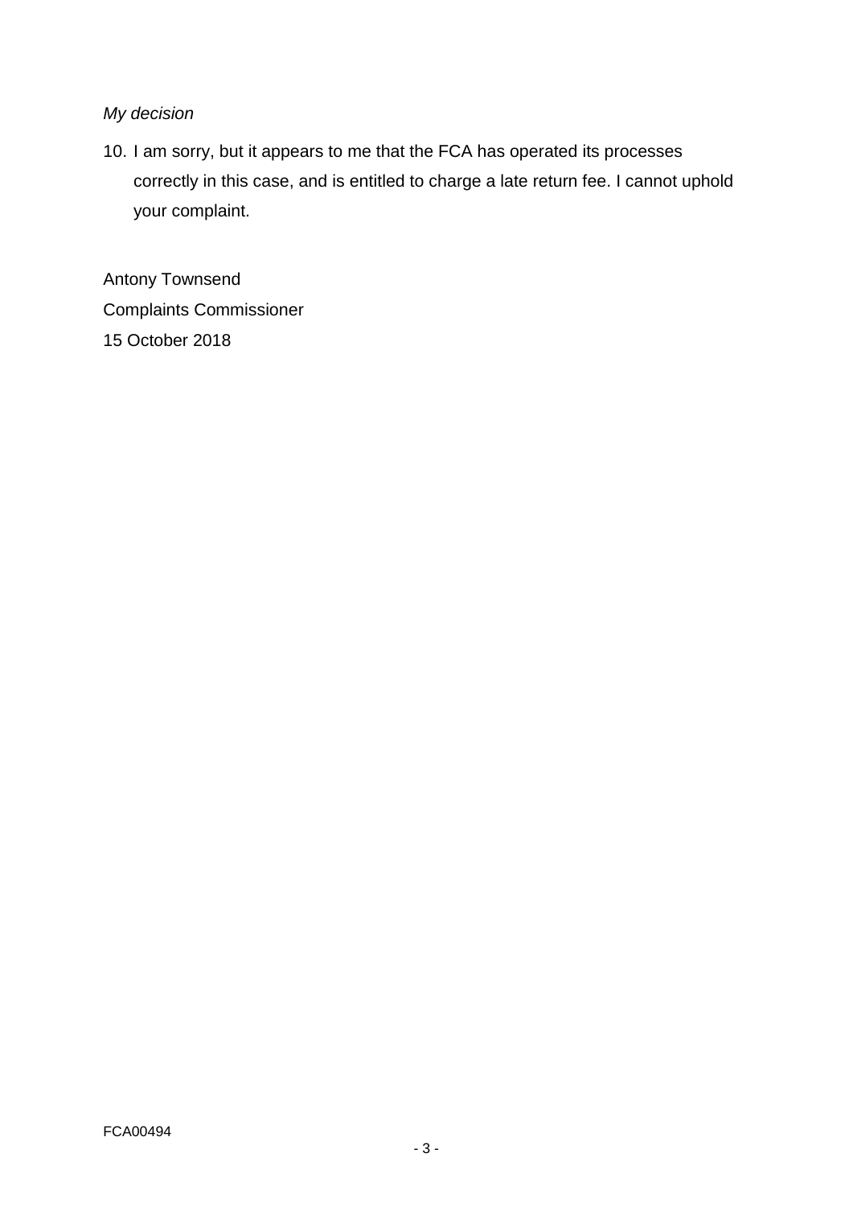*My decision*

10. I am sorry, but it appears to me that the FCA has operated its processes correctly in this case, and is entitled to charge a late return fee. I cannot uphold your complaint.

Antony Townsend
Complaints Commissioner
15 October 2018

FCA00494